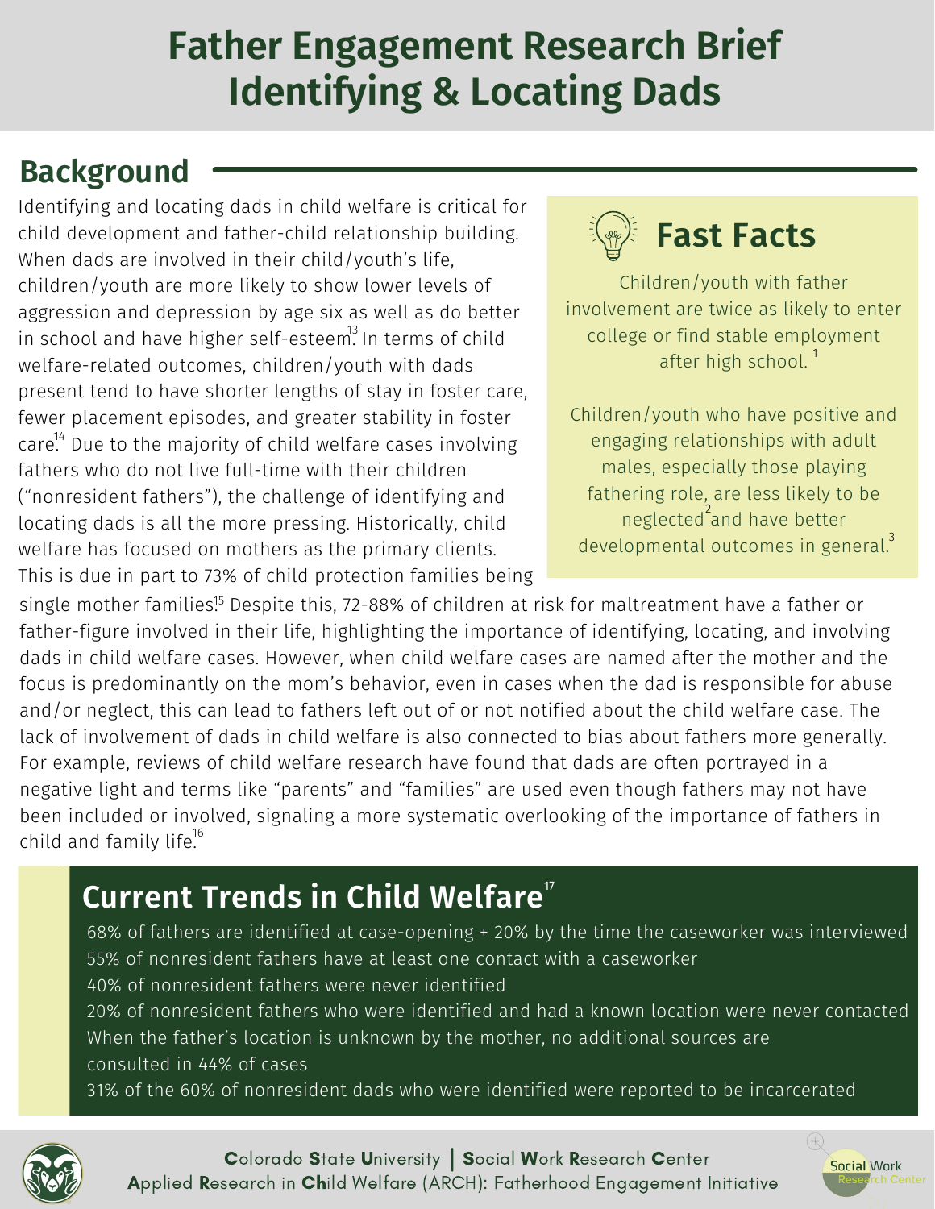# Father Engagement Research Brief
# Identifying & Locating Dads

## Background

Identifying and locating dads in child welfare is critical for child development and father-child relationship building. When dads are involved in their child/youth's life, children/youth are more likely to show lower levels of aggression and depression by age six as well as do better in school and have higher self-esteem.[13] In terms of child welfare-related outcomes, children/youth with dads present tend to have shorter lengths of stay in foster care, fewer placement episodes, and greater stability in foster care.[14] Due to the majority of child welfare cases involving fathers who do not live full-time with their children ("nonresident fathers"), the challenge of identifying and locating dads is all the more pressing. Historically, child welfare has focused on mothers as the primary clients. This is due in part to 73% of child protection families being single mother families.[15] Despite this, 72-88% of children at risk for maltreatment have a father or father-figure involved in their life, highlighting the importance of identifying, locating, and involving dads in child welfare cases. However, when child welfare cases are named after the mother and the focus is predominantly on the mom's behavior, even in cases when the dad is responsible for abuse and/or neglect, this can lead to fathers left out of or not notified about the child welfare case. The lack of involvement of dads in child welfare is also connected to bias about fathers more generally. For example, reviews of child welfare research have found that dads are often portrayed in a negative light and terms like "parents" and "families" are used even though fathers may not have been included or involved, signaling a more systematic overlooking of the importance of fathers in child and family life.[16]

### Fast Facts

Children/youth with father involvement are twice as likely to enter college or find stable employment after high school.[1]

Children/youth who have positive and engaging relationships with adult males, especially those playing fathering role, are less likely to be neglected[2] and have better developmental outcomes in general.[3]

## Current Trends in Child Welfare[17]

- 68% of fathers are identified at case-opening + 20% by the time the caseworker was interviewed
- 55% of nonresident fathers have at least one contact with a caseworker
- 40% of nonresident fathers were never identified
- 20% of nonresident fathers who were identified and had a known location were never contacted
- When the father's location is unknown by the mother, no additional sources are consulted in 44% of cases
- 31% of the 60% of nonresident dads who were identified were reported to be incarcerated

Colorado State University | Social Work Research Center
Applied Research in Child Welfare (ARCH): Fatherhood Engagement Initiative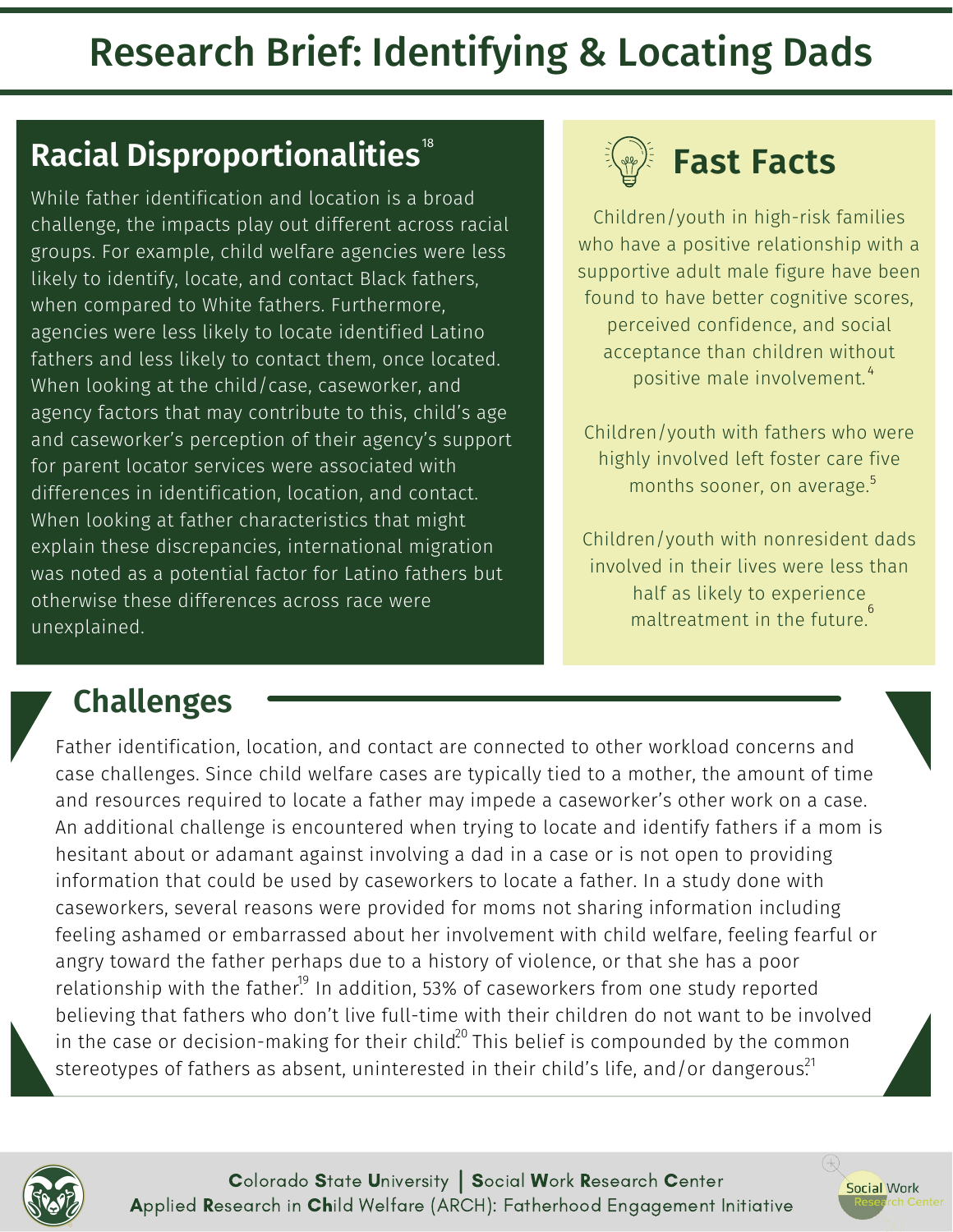# Research Brief: Identifying & Locating Dads

## Racial Disproportionalities[18]

While father identification and location is a broad challenge, the impacts play out different across racial groups. For example, child welfare agencies were less likely to identify, locate, and contact Black fathers, when compared to White fathers. Furthermore, agencies were less likely to locate identified Latino fathers and less likely to contact them, once located. When looking at the child/case, caseworker, and agency factors that may contribute to this, child's age and caseworker's perception of their agency's support for parent locator services were associated with differences in identification, location, and contact. When looking at father characteristics that might explain these discrepancies, international migration was noted as a potential factor for Latino fathers but otherwise these differences across race were unexplained.

## Fast Facts

Children/youth in high-risk families who have a positive relationship with a supportive adult male figure have been found to have better cognitive scores, perceived confidence, and social acceptance than children without positive male involvement.[4]

Children/youth with fathers who were highly involved left foster care five months sooner, on average.[5]

Children/youth with nonresident dads involved in their lives were less than half as likely to experience maltreatment in the future.[6]

## Challenges

Father identification, location, and contact are connected to other workload concerns and case challenges. Since child welfare cases are typically tied to a mother, the amount of time and resources required to locate a father may impede a caseworker's other work on a case. An additional challenge is encountered when trying to locate and identify fathers if a mom is hesitant about or adamant against involving a dad in a case or is not open to providing information that could be used by caseworkers to locate a father. In a study done with caseworkers, several reasons were provided for moms not sharing information including feeling ashamed or embarrassed about her involvement with child welfare, feeling fearful or angry toward the father perhaps due to a history of violence, or that she has a poor relationship with the father.[19] In addition, 53% of caseworkers from one study reported believing that fathers who don't live full-time with their children do not want to be involved in the case or decision-making for their child.[20] This belief is compounded by the common stereotypes of fathers as absent, uninterested in their child's life, and/or dangerous.[21]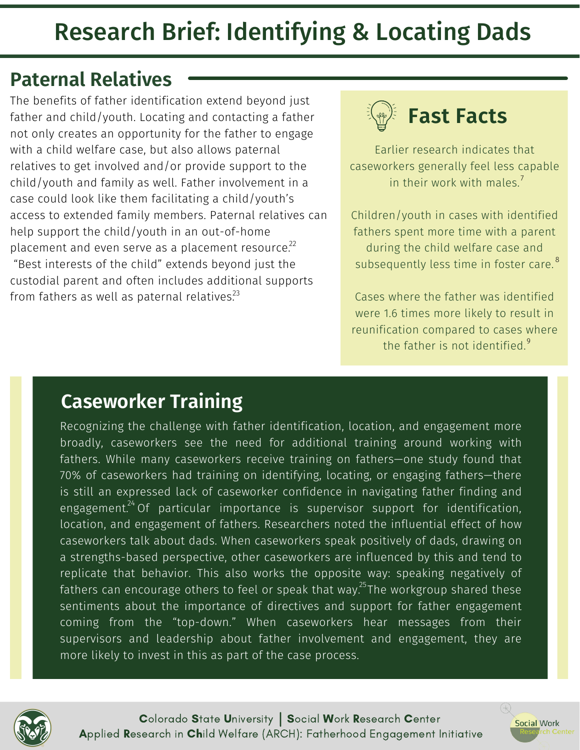# Research Brief: Identifying & Locating Dads

## Paternal Relatives

The benefits of father identification extend beyond just father and child/youth. Locating and contacting a father not only creates an opportunity for the father to engage with a child welfare case, but also allows paternal relatives to get involved and/or provide support to the child/youth and family as well. Father involvement in a case could look like them facilitating a child/youth's access to extended family members. Paternal relatives can help support the child/youth in an out-of-home placement and even serve as a placement resource.[22] "Best interests of the child" extends beyond just the custodial parent and often includes additional supports from fathers as well as paternal relatives.[23]

## Fast Facts

Earlier research indicates that caseworkers generally feel less capable in their work with males.[7]

Children/youth in cases with identified fathers spent more time with a parent during the child welfare case and subsequently less time in foster care.[8]

Cases where the father was identified were 1.6 times more likely to result in reunification compared to cases where the father is not identified.[9]

## Caseworker Training

Recognizing the challenge with father identification, location, and engagement more broadly, caseworkers see the need for additional training around working with fathers. While many caseworkers receive training on fathers—one study found that 70% of caseworkers had training on identifying, locating, or engaging fathers—there is still an expressed lack of caseworker confidence in navigating father finding and engagement.[24] Of particular importance is supervisor support for identification, location, and engagement of fathers. Researchers noted the influential effect of how caseworkers talk about dads. When caseworkers speak positively of dads, drawing on a strengths-based perspective, other caseworkers are influenced by this and tend to replicate that behavior. This also works the opposite way: speaking negatively of fathers can encourage others to feel or speak that way.[25] The workgroup shared these sentiments about the importance of directives and support for father engagement coming from the "top-down." When caseworkers hear messages from their supervisors and leadership about father involvement and engagement, they are more likely to invest in this as part of the case process.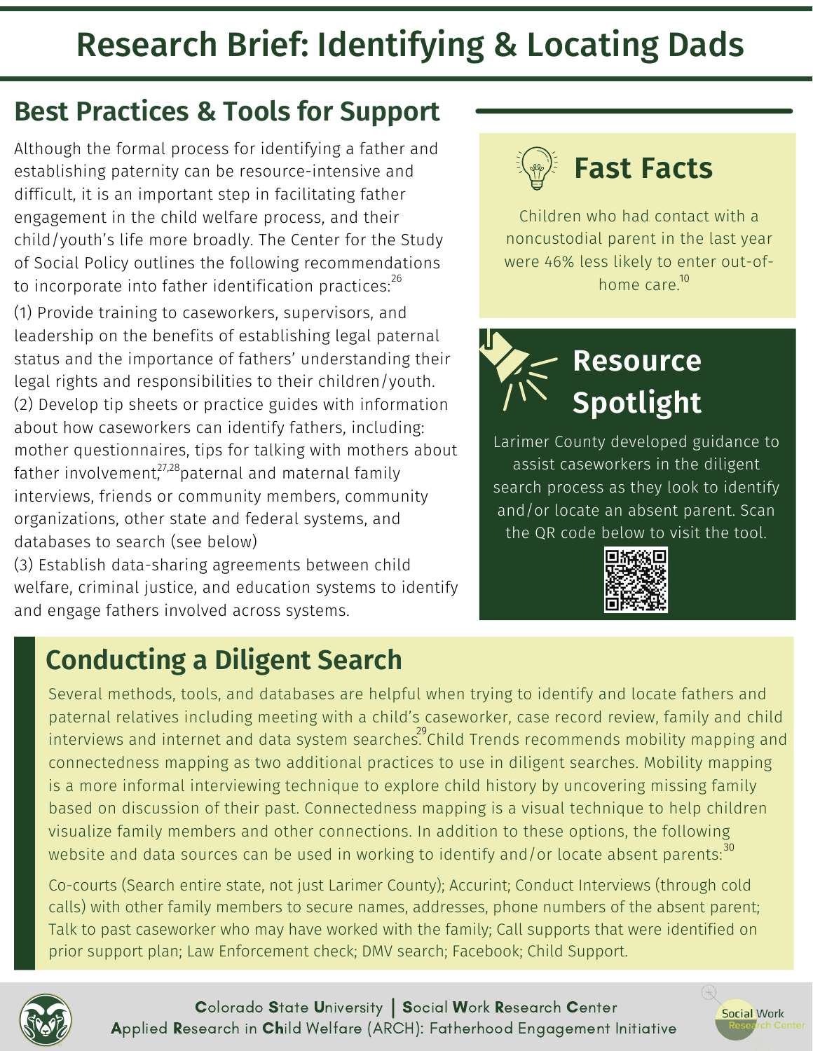# Research Brief: Identifying & Locating Dads

## Best Practices & Tools for Support

Although the formal process for identifying a father and establishing paternity can be resource-intensive and difficult, it is an important step in facilitating father engagement in the child welfare process, and their child/youth's life more broadly. The Center for the Study of Social Policy outlines the following recommendations to incorporate into father identification practices:[26]

(1) Provide training to caseworkers, supervisors, and leadership on the benefits of establishing legal paternal status and the importance of fathers' understanding their legal rights and responsibilities to their children/youth.
(2) Develop tip sheets or practice guides with information about how caseworkers can identify fathers, including: mother questionnaires, tips for talking with mothers about father involvement,[27,28] paternal and maternal family interviews, friends or community members, community organizations, other state and federal systems, and databases to search (see below)
(3) Establish data-sharing agreements between child welfare, criminal justice, and education systems to identify and engage fathers involved across systems.

## Fast Facts

Children who had contact with a noncustodial parent in the last year were 46% less likely to enter out-of-home care.[10]

## Resource Spotlight

Larimer County developed guidance to assist caseworkers in the diligent search process as they look to identify and/or locate an absent parent. Scan the QR code below to visit the tool.

## Conducting a Diligent Search

Several methods, tools, and databases are helpful when trying to identify and locate fathers and paternal relatives including meeting with a child's caseworker, case record review, family and child interviews and internet and data system searches.[29] Child Trends recommends mobility mapping and connectedness mapping as two additional practices to use in diligent searches. Mobility mapping is a more informal interviewing technique to explore child history by uncovering missing family based on discussion of their past. Connectedness mapping is a visual technique to help children visualize family members and other connections. In addition to these options, the following website and data sources can be used in working to identify and/or locate absent parents:[30]

Co-courts (Search entire state, not just Larimer County); Accurint; Conduct Interviews (through cold calls) with other family members to secure names, addresses, phone numbers of the absent parent; Talk to past caseworker who may have worked with the family; Call supports that were identified on prior support plan; Law Enforcement check; DMV search; Facebook; Child Support.

Colorado State University | Social Work Research Center
Applied Research in Child Welfare (ARCH): Fatherhood Engagement Initiative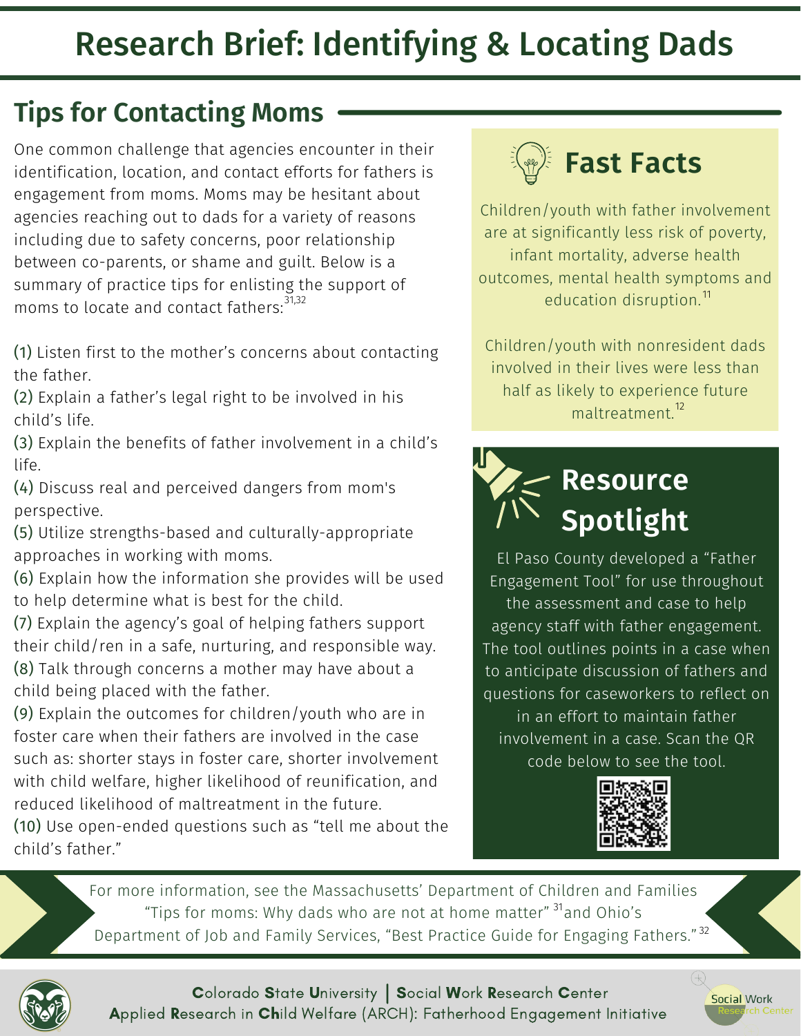# Research Brief: Identifying & Locating Dads

## Tips for Contacting Moms

One common challenge that agencies encounter in their identification, location, and contact efforts for fathers is engagement from moms. Moms may be hesitant about agencies reaching out to dads for a variety of reasons including due to safety concerns, poor relationship between co-parents, or shame and guilt. Below is a summary of practice tips for enlisting the support of moms to locate and contact fathers:[31,32]

(1) Listen first to the mother's concerns about contacting the father.
(2) Explain a father's legal right to be involved in his child's life.
(3) Explain the benefits of father involvement in a child's life.
(4) Discuss real and perceived dangers from mom's perspective.
(5) Utilize strengths-based and culturally-appropriate approaches in working with moms.
(6) Explain how the information she provides will be used to help determine what is best for the child.
(7) Explain the agency's goal of helping fathers support their child/ren in a safe, nurturing, and responsible way.
(8) Talk through concerns a mother may have about a child being placed with the father.
(9) Explain the outcomes for children/youth who are in foster care when their fathers are involved in the case such as: shorter stays in foster care, shorter involvement with child welfare, higher likelihood of reunification, and reduced likelihood of maltreatment in the future.
(10) Use open-ended questions such as "tell me about the child's father."

## Fast Facts

Children/youth with father involvement are at significantly less risk of poverty, infant mortality, adverse health outcomes, mental health symptoms and education disruption.[11]

Children/youth with nonresident dads involved in their lives were less than half as likely to experience future maltreatment.[12]

## Resource Spotlight

El Paso County developed a "Father Engagement Tool" for use throughout the assessment and case to help agency staff with father engagement. The tool outlines points in a case when to anticipate discussion of fathers and questions for caseworkers to reflect on in an effort to maintain father involvement in a case. Scan the QR code below to see the tool.

For more information, see the Massachusetts' Department of Children and Families "Tips for moms: Why dads who are not at home matter"[31] and Ohio's Department of Job and Family Services, "Best Practice Guide for Engaging Fathers."[32]

Colorado State University | Social Work Research Center
Applied Research in Child Welfare (ARCH): Fatherhood Engagement Initiative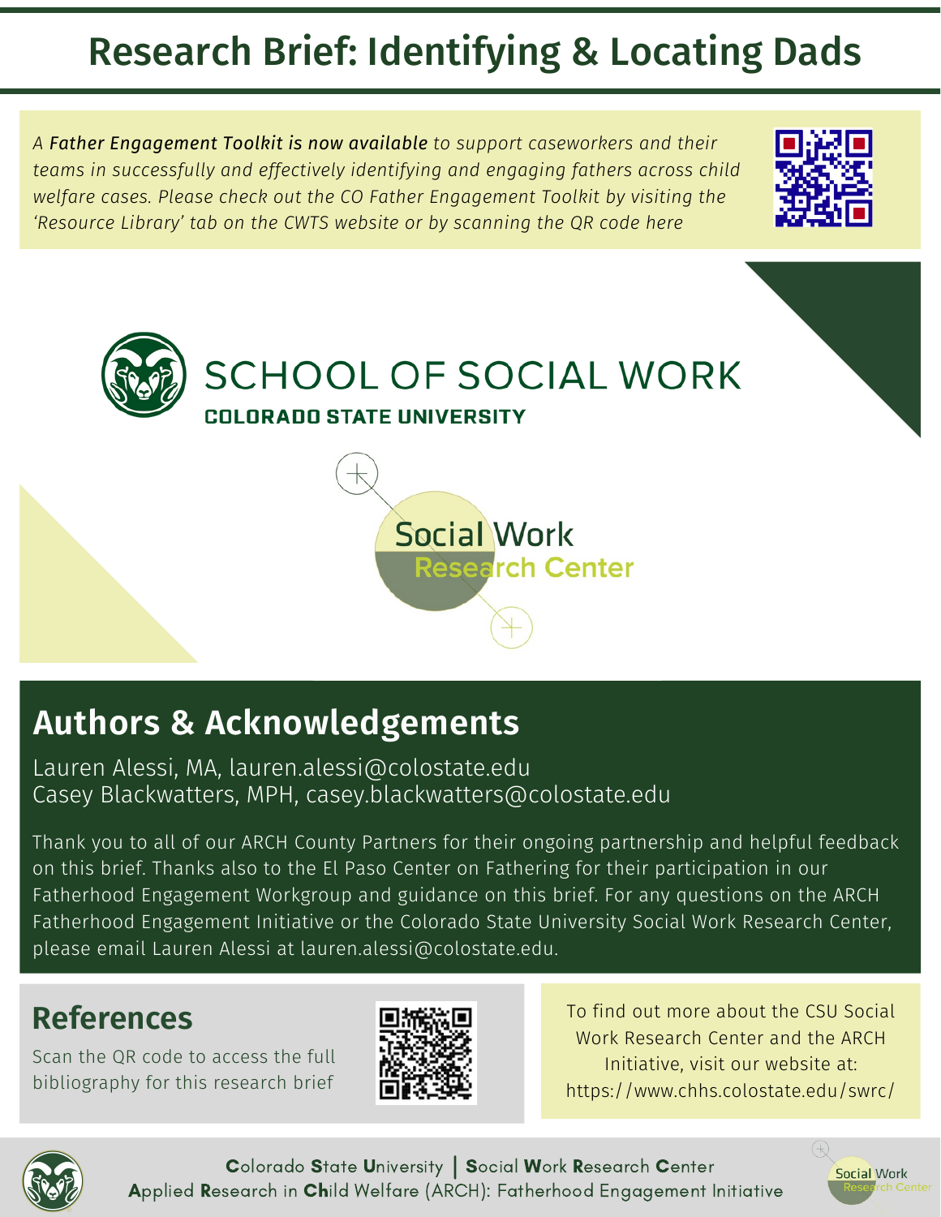# Research Brief: Identifying & Locating Dads

*A **Father Engagement Toolkit is now available** to support caseworkers and their teams in successfully and effectively identifying and engaging fathers across child welfare cases. Please check out the CO Father Engagement Toolkit by visiting the 'Resource Library' tab on the CWTS website or by scanning the QR code here*

SCHOOL OF SOCIAL WORK
COLORADO STATE UNIVERSITY

Social Work Research Center

## Authors & Acknowledgements

Lauren Alessi, MA, lauren.alessi@colostate.edu
Casey Blackwatters, MPH, casey.blackwatters@colostate.edu

Thank you to all of our ARCH County Partners for their ongoing partnership and helpful feedback on this brief. Thanks also to the El Paso Center on Fathering for their participation in our Fatherhood Engagement Workgroup and guidance on this brief. For any questions on the ARCH Fatherhood Engagement Initiative or the Colorado State University Social Work Research Center, please email Lauren Alessi at lauren.alessi@colostate.edu.

## References

Scan the QR code to access the full bibliography for this research brief

To find out more about the CSU Social Work Research Center and the ARCH Initiative, visit our website at: https://www.chhs.colostate.edu/swrc/

Colorado State University | Social Work Research Center
Applied Research in Child Welfare (ARCH): Fatherhood Engagement Initiative